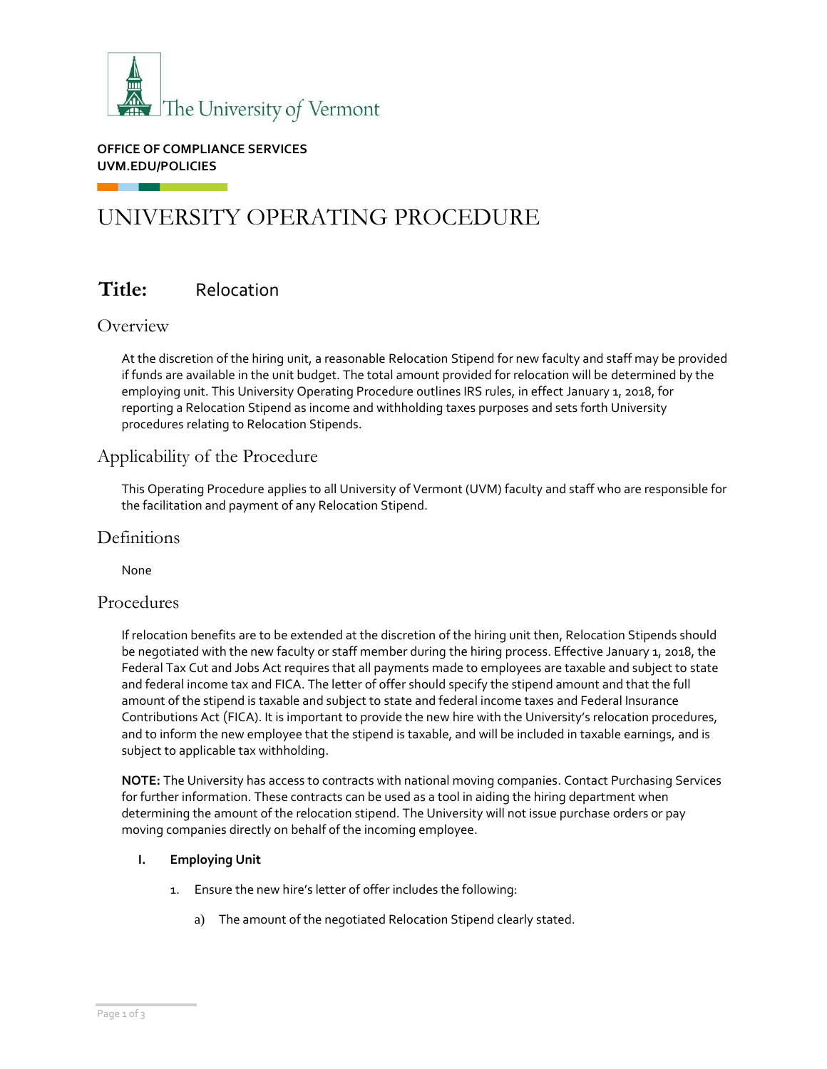The University of Vermont

**OFFICE OF COMPLIANCE SERVICES**
**UVM.EDU/POLICIES**

# UNIVERSITY OPERATING PROCEDURE

## Title: Relocation

### Overview

At the discretion of the hiring unit, a reasonable Relocation Stipend for new faculty and staff may be provided if funds are available in the unit budget. The total amount provided for relocation will be determined by the employing unit. This University Operating Procedure outlines IRS rules, in effect January 1, 2018, for reporting a Relocation Stipend as income and withholding taxes purposes and sets forth University procedures relating to Relocation Stipends.

### Applicability of the Procedure

This Operating Procedure applies to all University of Vermont (UVM) faculty and staff who are responsible for the facilitation and payment of any Relocation Stipend.

### Definitions

None

### Procedures

If relocation benefits are to be extended at the discretion of the hiring unit then, Relocation Stipends should be negotiated with the new faculty or staff member during the hiring process. Effective January 1, 2018, the Federal Tax Cut and Jobs Act requires that all payments made to employees are taxable and subject to state and federal income tax and FICA. The letter of offer should specify the stipend amount and that the full amount of the stipend is taxable and subject to state and federal income taxes and Federal Insurance Contributions Act (FICA). It is important to provide the new hire with the University's relocation procedures, and to inform the new employee that the stipend is taxable, and will be included in taxable earnings, and is subject to applicable tax withholding.

**NOTE:** The University has access to contracts with national moving companies. Contact Purchasing Services for further information. These contracts can be used as a tool in aiding the hiring department when determining the amount of the relocation stipend. The University will not issue purchase orders or pay moving companies directly on behalf of the incoming employee.

**I. Employing Unit**

1. Ensure the new hire's letter of offer includes the following:

   a) The amount of the negotiated Relocation Stipend clearly stated.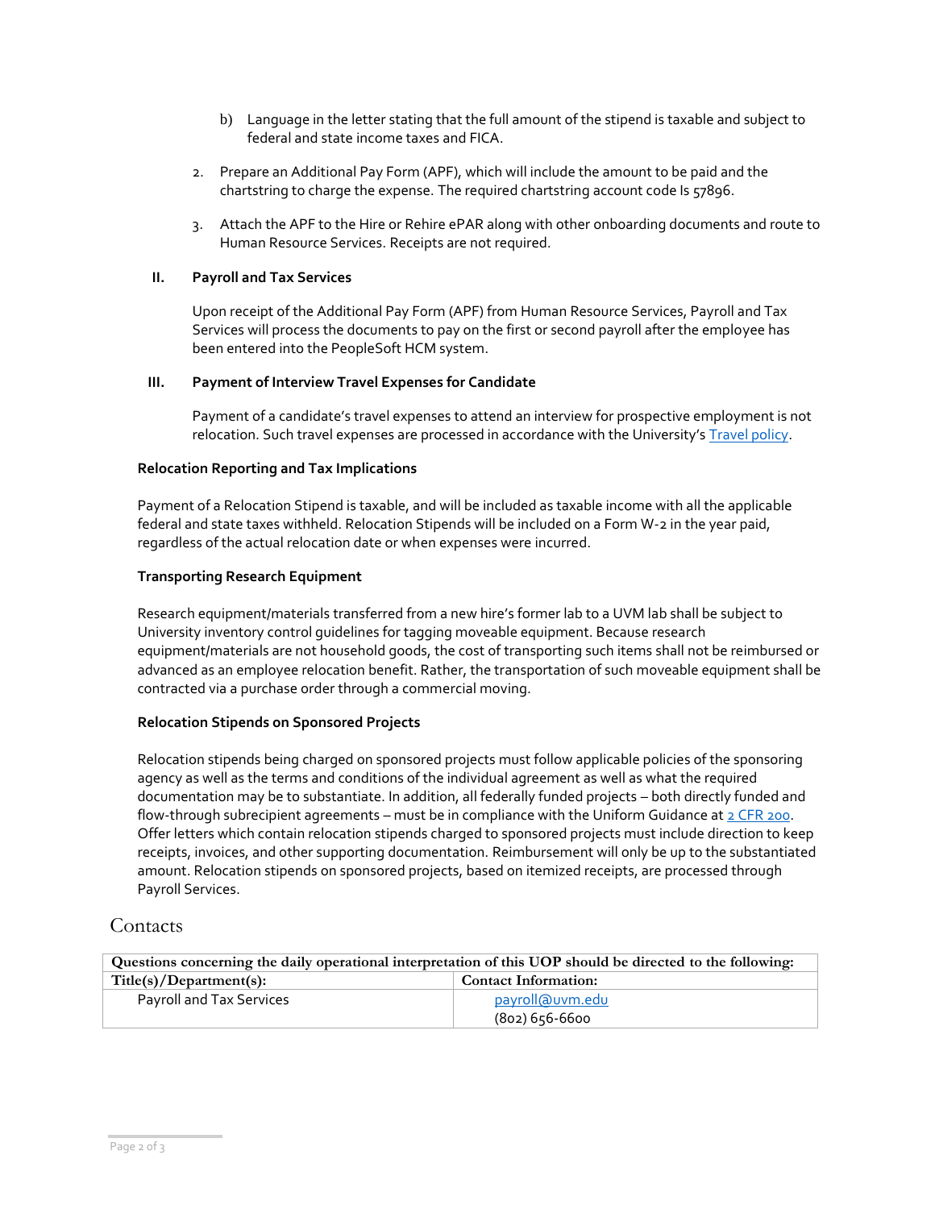b) Language in the letter stating that the full amount of the stipend is taxable and subject to federal and state income taxes and FICA.

2. Prepare an Additional Pay Form (APF), which will include the amount to be paid and the chartstring to charge the expense. The required chartstring account code Is 57896.

3. Attach the APF to the Hire or Rehire ePAR along with other onboarding documents and route to Human Resource Services. Receipts are not required.

### II. Payroll and Tax Services

Upon receipt of the Additional Pay Form (APF) from Human Resource Services, Payroll and Tax Services will process the documents to pay on the first or second payroll after the employee has been entered into the PeopleSoft HCM system.

### III. Payment of Interview Travel Expenses for Candidate

Payment of a candidate's travel expenses to attend an interview for prospective employment is not relocation. Such travel expenses are processed in accordance with the University's [Travel policy](#).

**Relocation Reporting and Tax Implications**

Payment of a Relocation Stipend is taxable, and will be included as taxable income with all the applicable federal and state taxes withheld. Relocation Stipends will be included on a Form W-2 in the year paid, regardless of the actual relocation date or when expenses were incurred.

**Transporting Research Equipment**

Research equipment/materials transferred from a new hire's former lab to a UVM lab shall be subject to University inventory control guidelines for tagging moveable equipment. Because research equipment/materials are not household goods, the cost of transporting such items shall not be reimbursed or advanced as an employee relocation benefit. Rather, the transportation of such moveable equipment shall be contracted via a purchase order through a commercial moving.

**Relocation Stipends on Sponsored Projects**

Relocation stipends being charged on sponsored projects must follow applicable policies of the sponsoring agency as well as the terms and conditions of the individual agreement as well as what the required documentation may be to substantiate. In addition, all federally funded projects – both directly funded and flow-through subrecipient agreements – must be in compliance with the Uniform Guidance at [2 CFR 200](#). Offer letters which contain relocation stipends charged to sponsored projects must include direction to keep receipts, invoices, and other supporting documentation. Reimbursement will only be up to the substantiated amount. Relocation stipends on sponsored projects, based on itemized receipts, are processed through Payroll Services.

## Contacts

| Questions concerning the daily operational interpretation of this UOP should be directed to the following: | |
|---|---|
| **Title(s)/Department(s):** | **Contact Information:** |
| Payroll and Tax Services | [payroll@uvm.edu](mailto:payroll@uvm.edu)<br>(802) 656-6600 |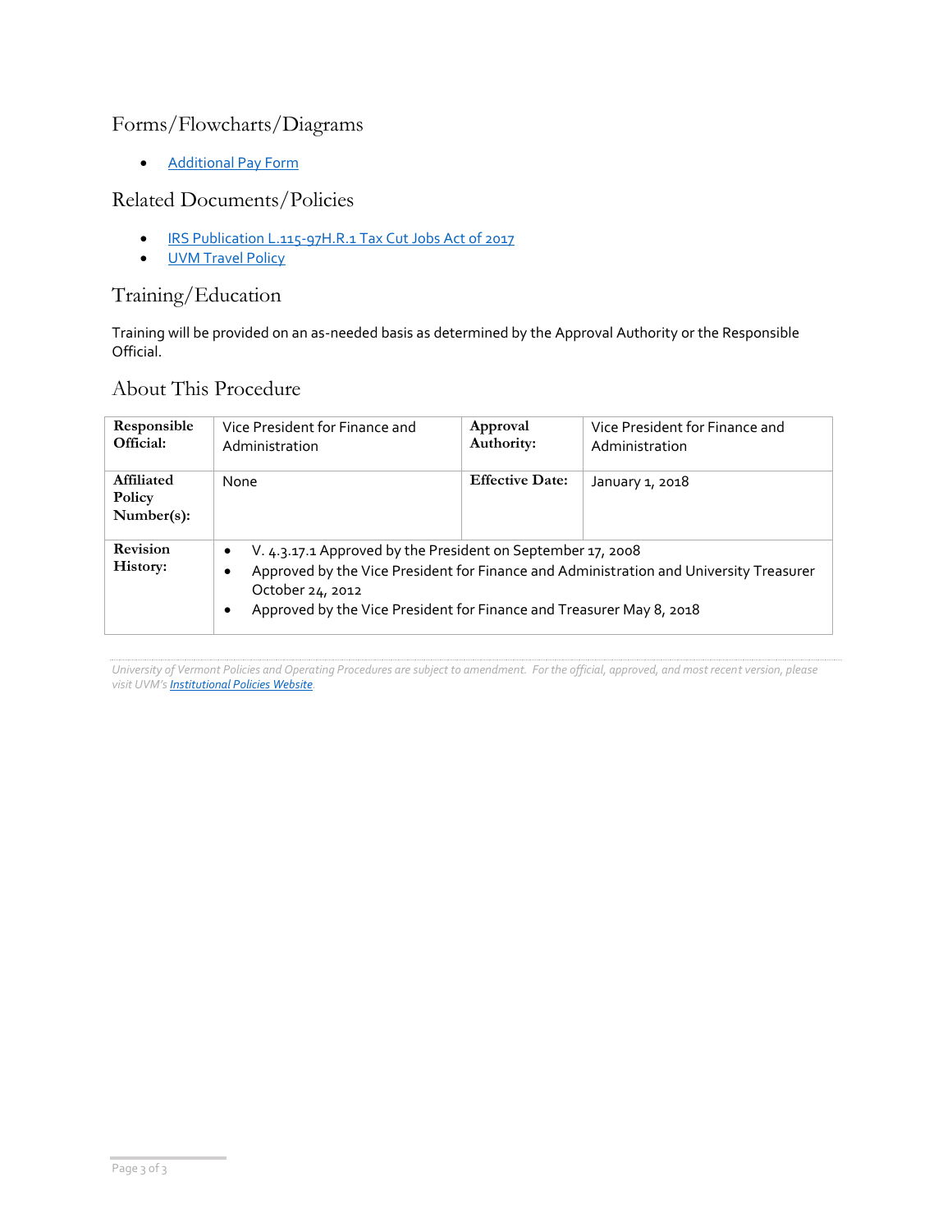## Forms/Flowcharts/Diagrams

- Additional Pay Form

## Related Documents/Policies

- IRS Publication L.115-97H.R.1 Tax Cut Jobs Act of 2017
- UVM Travel Policy

## Training/Education

Training will be provided on an as-needed basis as determined by the Approval Authority or the Responsible Official.

## About This Procedure

| | | | |
|---|---|---|---|
| **Responsible Official:** | Vice President for Finance and Administration | **Approval Authority:** | Vice President for Finance and Administration |
| **Affiliated Policy Number(s):** | None | **Effective Date:** | January 1, 2018 |
| **Revision History:** | • V. 4.3.17.1 Approved by the President on September 17, 2008<br>• Approved by the Vice President for Finance and Administration and University Treasurer October 24, 2012<br>• Approved by the Vice President for Finance and Treasurer May 8, 2018 | | |

*University of Vermont Policies and Operating Procedures are subject to amendment. For the official, approved, and most recent version, please visit UVM's Institutional Policies Website.*